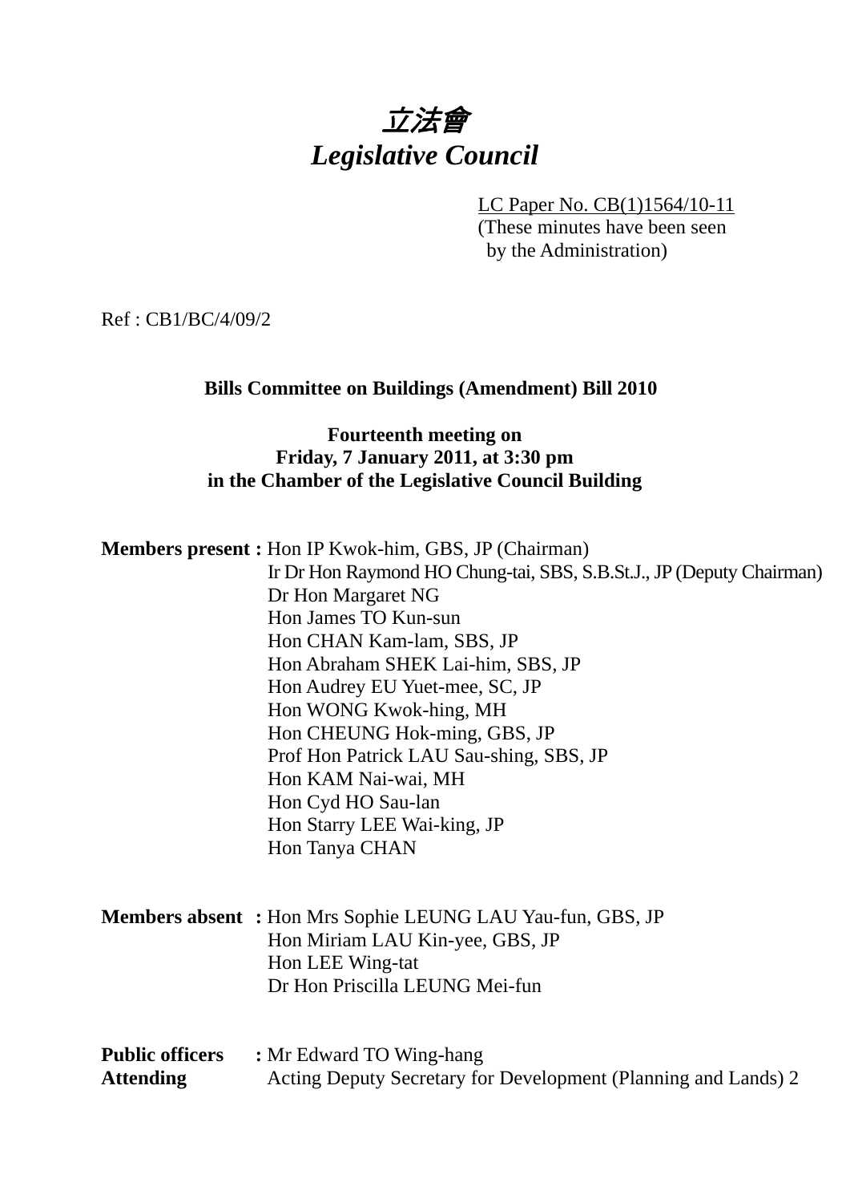# *立法會*
# *Legislative Council*

LC Paper No. CB(1)1564/10-11
(These minutes have been seen by the Administration)

Ref : CB1/BC/4/09/2

**Bills Committee on Buildings (Amendment) Bill 2010**

**Fourteenth meeting on**
**Friday, 7 January 2011, at 3:30 pm**
**in the Chamber of the Legislative Council Building**

**Members present :** Hon IP Kwok-him, GBS, JP (Chairman)
Ir Dr Hon Raymond HO Chung-tai, SBS, S.B.St.J., JP (Deputy Chairman)
Dr Hon Margaret NG
Hon James TO Kun-sun
Hon CHAN Kam-lam, SBS, JP
Hon Abraham SHEK Lai-him, SBS, JP
Hon Audrey EU Yuet-mee, SC, JP
Hon WONG Kwok-hing, MH
Hon CHEUNG Hok-ming, GBS, JP
Prof Hon Patrick LAU Sau-shing, SBS, JP
Hon KAM Nai-wai, MH
Hon Cyd HO Sau-lan
Hon Starry LEE Wai-king, JP
Hon Tanya CHAN

**Members absent :** Hon Mrs Sophie LEUNG LAU Yau-fun, GBS, JP
Hon Miriam LAU Kin-yee, GBS, JP
Hon LEE Wing-tat
Dr Hon Priscilla LEUNG Mei-fun

**Public officers Attending :** Mr Edward TO Wing-hang
Acting Deputy Secretary for Development (Planning and Lands) 2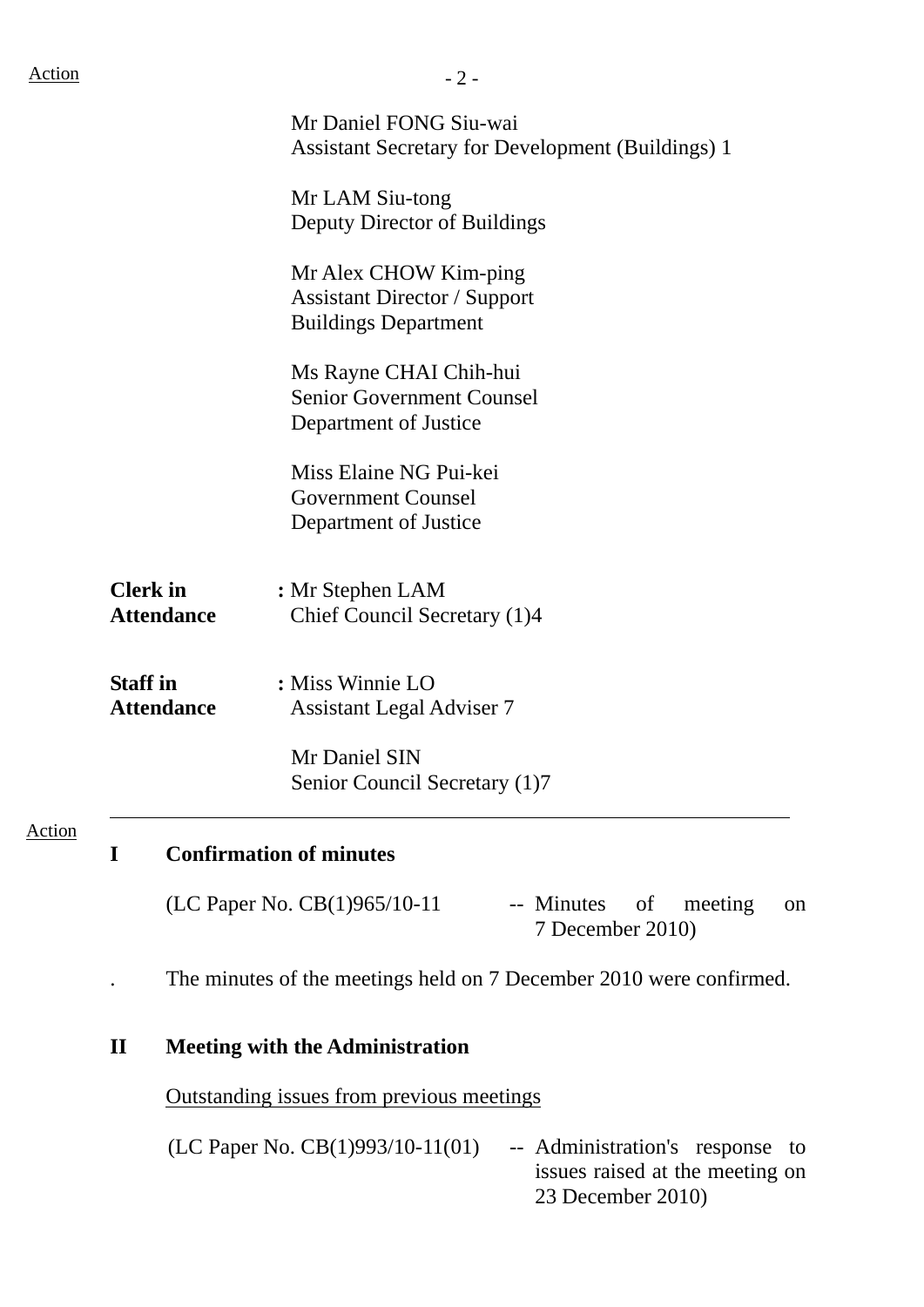Action

Mr Daniel FONG Siu-wai
Assistant Secretary for Development (Buildings) 1

Mr LAM Siu-tong
Deputy Director of Buildings

Mr Alex CHOW Kim-ping
Assistant Director / Support
Buildings Department

Ms Rayne CHAI Chih-hui
Senior Government Counsel
Department of Justice

Miss Elaine NG Pui-kei
Government Counsel
Department of Justice

**Clerk in Attendance** : Mr Stephen LAM
Chief Council Secretary (1)4

**Staff in Attendance** : Miss Winnie LO
Assistant Legal Adviser 7

Mr Daniel SIN
Senior Council Secretary (1)7

---

Action

## I Confirmation of minutes

(LC Paper No. CB(1)965/10-11 -- Minutes of meeting on 7 December 2010)

. The minutes of the meetings held on 7 December 2010 were confirmed.

## II Meeting with the Administration

Outstanding issues from previous meetings

(LC Paper No. CB(1)993/10-11(01) -- Administration's response to issues raised at the meeting on 23 December 2010)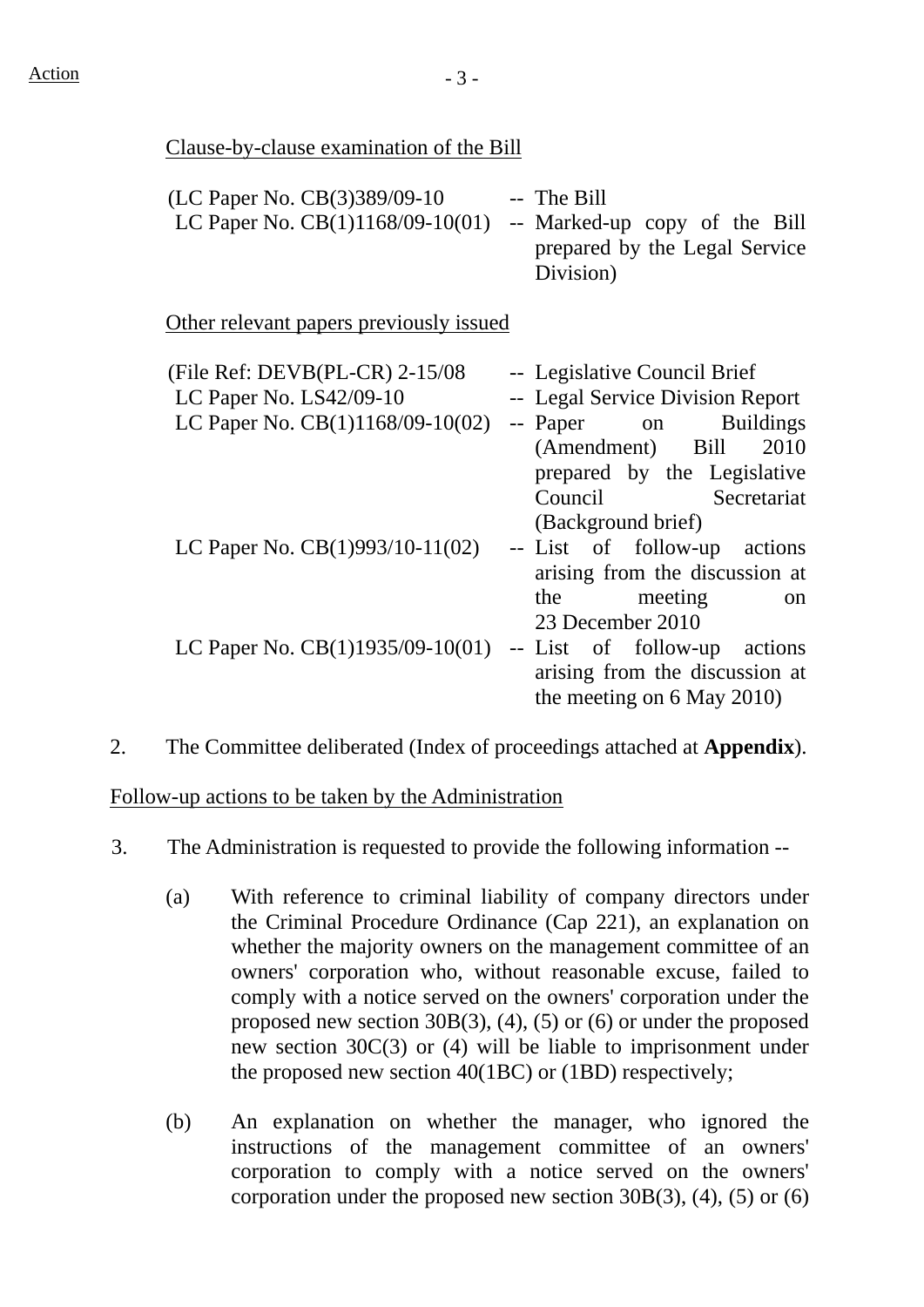Action

Clause-by-clause examination of the Bill

(LC Paper No. CB(3)389/09-10 -- The Bill
LC Paper No. CB(1)1168/09-10(01) -- Marked-up copy of the Bill prepared by the Legal Service Division)

Other relevant papers previously issued

(File Ref: DEVB(PL-CR) 2-15/08 -- Legislative Council Brief
LC Paper No. LS42/09-10 -- Legal Service Division Report
LC Paper No. CB(1)1168/09-10(02) -- Paper on Buildings (Amendment) Bill 2010 prepared by the Legislative Council Secretariat (Background brief)
LC Paper No. CB(1)993/10-11(02) -- List of follow-up actions arising from the discussion at the meeting on 23 December 2010
LC Paper No. CB(1)1935/09-10(01) -- List of follow-up actions arising from the discussion at the meeting on 6 May 2010)

2. The Committee deliberated (Index of proceedings attached at **Appendix**).

Follow-up actions to be taken by the Administration

3. The Administration is requested to provide the following information --

(a) With reference to criminal liability of company directors under the Criminal Procedure Ordinance (Cap 221), an explanation on whether the majority owners on the management committee of an owners' corporation who, without reasonable excuse, failed to comply with a notice served on the owners' corporation under the proposed new section 30B(3), (4), (5) or (6) or under the proposed new section 30C(3) or (4) will be liable to imprisonment under the proposed new section 40(1BC) or (1BD) respectively;

(b) An explanation on whether the manager, who ignored the instructions of the management committee of an owners' corporation to comply with a notice served on the owners' corporation under the proposed new section 30B(3), (4), (5) or (6)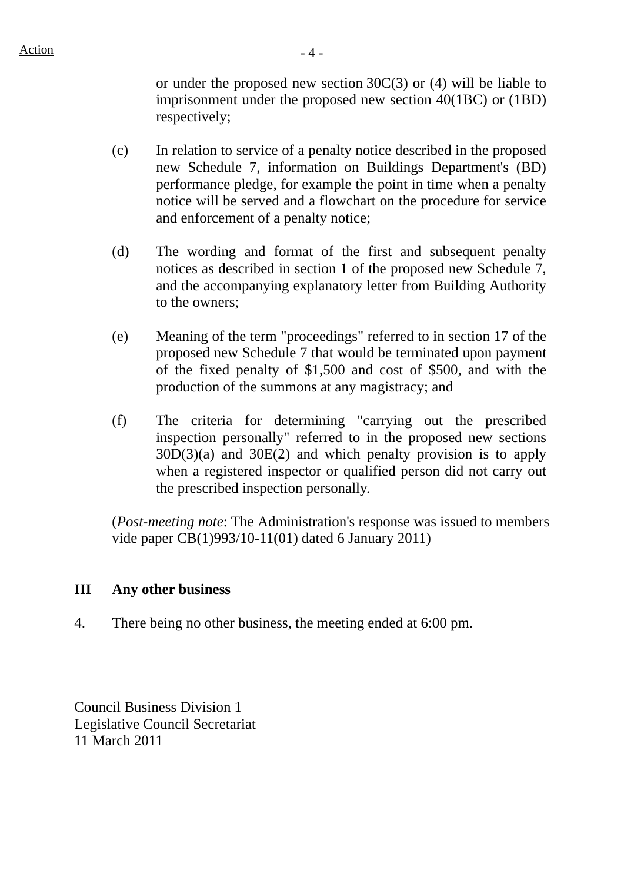or under the proposed new section 30C(3) or (4) will be liable to imprisonment under the proposed new section 40(1BC) or (1BD) respectively;

(c) In relation to service of a penalty notice described in the proposed new Schedule 7, information on Buildings Department's (BD) performance pledge, for example the point in time when a penalty notice will be served and a flowchart on the procedure for service and enforcement of a penalty notice;

(d) The wording and format of the first and subsequent penalty notices as described in section 1 of the proposed new Schedule 7, and the accompanying explanatory letter from Building Authority to the owners;

(e) Meaning of the term "proceedings" referred to in section 17 of the proposed new Schedule 7 that would be terminated upon payment of the fixed penalty of $1,500 and cost of $500, and with the production of the summons at any magistracy; and

(f) The criteria for determining "carrying out the prescribed inspection personally" referred to in the proposed new sections 30D(3)(a) and 30E(2) and which penalty provision is to apply when a registered inspector or qualified person did not carry out the prescribed inspection personally.

(*Post-meeting note*: The Administration's response was issued to members vide paper CB(1)993/10-11(01) dated 6 January 2011)

## III Any other business

4. There being no other business, the meeting ended at 6:00 pm.

Council Business Division 1
Legislative Council Secretariat
11 March 2011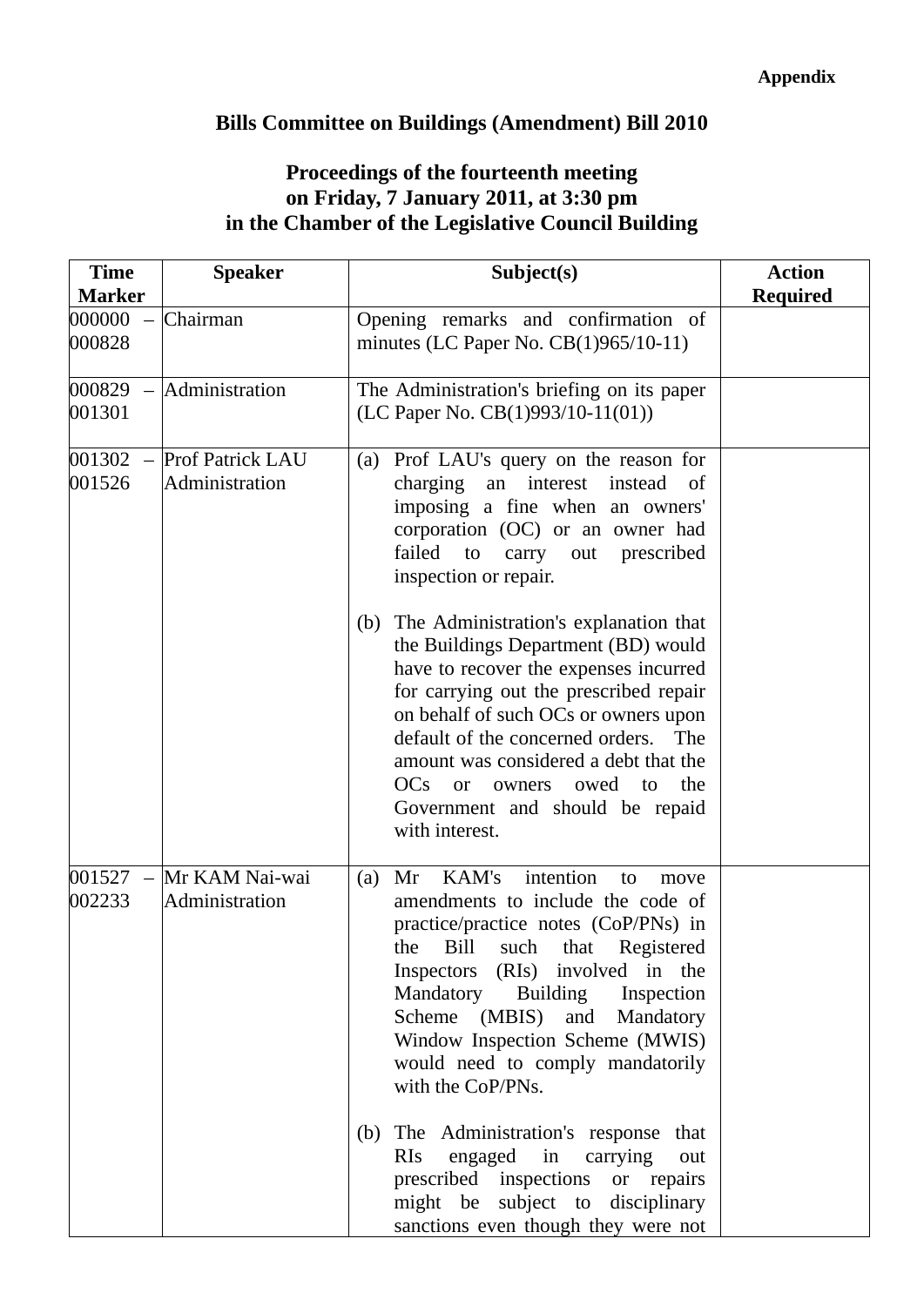**Appendix**

**Bills Committee on Buildings (Amendment) Bill 2010**

**Proceedings of the fourteenth meeting**
**on Friday, 7 January 2011, at 3:30 pm**
**in the Chamber of the Legislative Council Building**

| Time Marker | Speaker | Subject(s) | Action Required |
|---|---|---|---|
| 000000 – 000828 | Chairman | Opening remarks and confirmation of minutes (LC Paper No. CB(1)965/10-11) | |
| 000829 – 001301 | Administration | The Administration's briefing on its paper (LC Paper No. CB(1)993/10-11(01)) | |
| 001302 – 001526 | Prof Patrick LAU<br>Administration | (a) Prof LAU's query on the reason for charging an interest instead of imposing a fine when an owners' corporation (OC) or an owner had failed to carry out prescribed inspection or repair.<br><br>(b) The Administration's explanation that the Buildings Department (BD) would have to recover the expenses incurred for carrying out the prescribed repair on behalf of such OCs or owners upon default of the concerned orders. The amount was considered a debt that the OCs or owners owed to the Government and should be repaid with interest. | |
| 001527 – 002233 | Mr KAM Nai-wai<br>Administration | (a) Mr KAM's intention to move amendments to include the code of practice/practice notes (CoP/PNs) in the Bill such that Registered Inspectors (RIs) involved in the Mandatory Building Inspection Scheme (MBIS) and Mandatory Window Inspection Scheme (MWIS) would need to comply mandatorily with the CoP/PNs.<br><br>(b) The Administration's response that RIs engaged in carrying out prescribed inspections or repairs might be subject to disciplinary sanctions even though they were not | |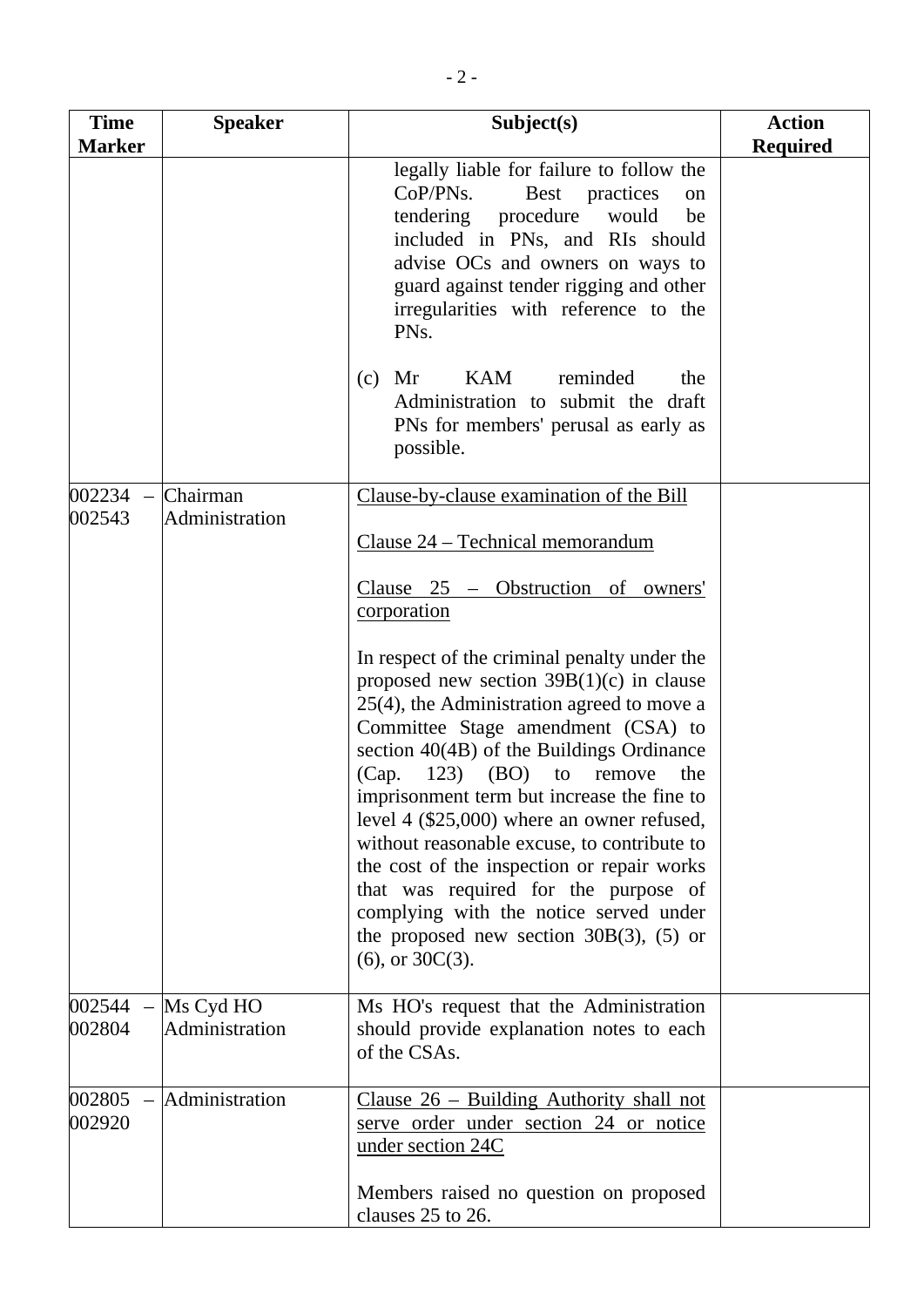| Time Marker | Speaker | Subject(s) | Action Required |
|---|---|---|---|
| | | legally liable for failure to follow the CoP/PNs. Best practices on tendering procedure would be included in PNs, and RIs should advise OCs and owners on ways to guard against tender rigging and other irregularities with reference to the PNs.<br><br>(c) Mr KAM reminded the Administration to submit the draft PNs for members' perusal as early as possible. | |
| 002234 – 002543 | Chairman<br>Administration | Clause-by-clause examination of the Bill<br><br>Clause 24 – Technical memorandum<br><br>Clause 25 – Obstruction of owners' corporation<br><br>In respect of the criminal penalty under the proposed new section 39B(1)(c) in clause 25(4), the Administration agreed to move a Committee Stage amendment (CSA) to section 40(4B) of the Buildings Ordinance (Cap. 123) (BO) to remove the imprisonment term but increase the fine to level 4 ($25,000) where an owner refused, without reasonable excuse, to contribute to the cost of the inspection or repair works that was required for the purpose of complying with the notice served under the proposed new section 30B(3), (5) or (6), or 30C(3). | |
| 002544 – 002804 | Ms Cyd HO<br>Administration | Ms HO's request that the Administration should provide explanation notes to each of the CSAs. | |
| 002805 – 002920 | Administration | Clause 26 – Building Authority shall not serve order under section 24 or notice under section 24C<br><br>Members raised no question on proposed clauses 25 to 26. | |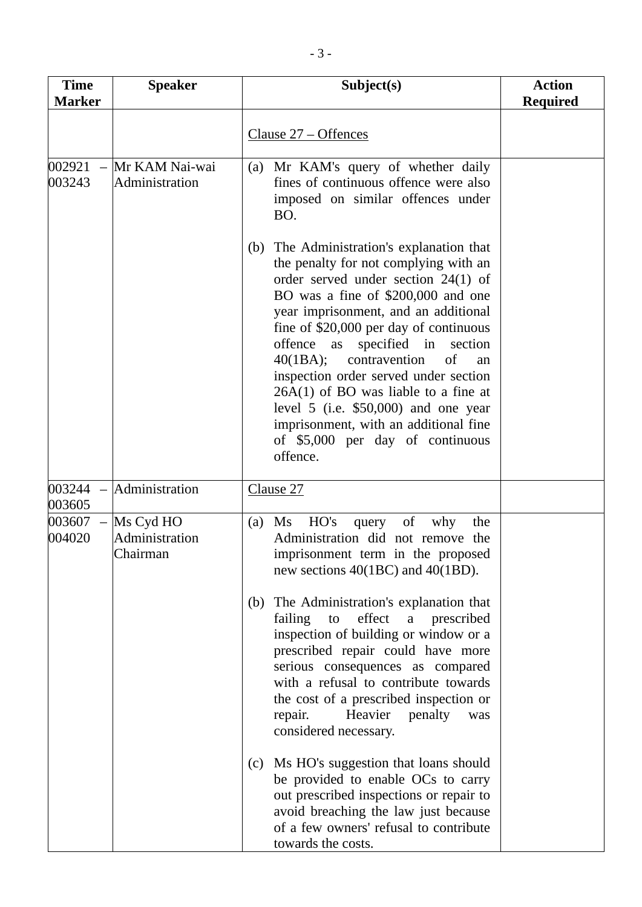| Time Marker | Speaker | Subject(s) | Action Required |
|---|---|---|---|
| | | Clause 27 – Offences | |
| 002921 – 003243 | Mr KAM Nai-wai<br>Administration | (a) Mr KAM's query of whether daily fines of continuous offence were also imposed on similar offences under BO.<br><br>(b) The Administration's explanation that the penalty for not complying with an order served under section 24(1) of BO was a fine of $200,000 and one year imprisonment, and an additional fine of $20,000 per day of continuous offence as specified in section 40(1BA); contravention of an inspection order served under section 26A(1) of BO was liable to a fine at level 5 (i.e. $50,000) and one year imprisonment, with an additional fine of $5,000 per day of continuous offence. | |
| 003244 – 003605 | Administration | Clause 27 | |
| 003607 – 004020 | Ms Cyd HO<br>Administration<br>Chairman | (a) Ms HO's query of why the Administration did not remove the imprisonment term in the proposed new sections 40(1BC) and 40(1BD).<br><br>(b) The Administration's explanation that failing to effect a prescribed inspection of building or window or a prescribed repair could have more serious consequences as compared with a refusal to contribute towards the cost of a prescribed inspection or repair. Heavier penalty was considered necessary.<br><br>(c) Ms HO's suggestion that loans should be provided to enable OCs to carry out prescribed inspections or repair to avoid breaching the law just because of a few owners' refusal to contribute towards the costs. | |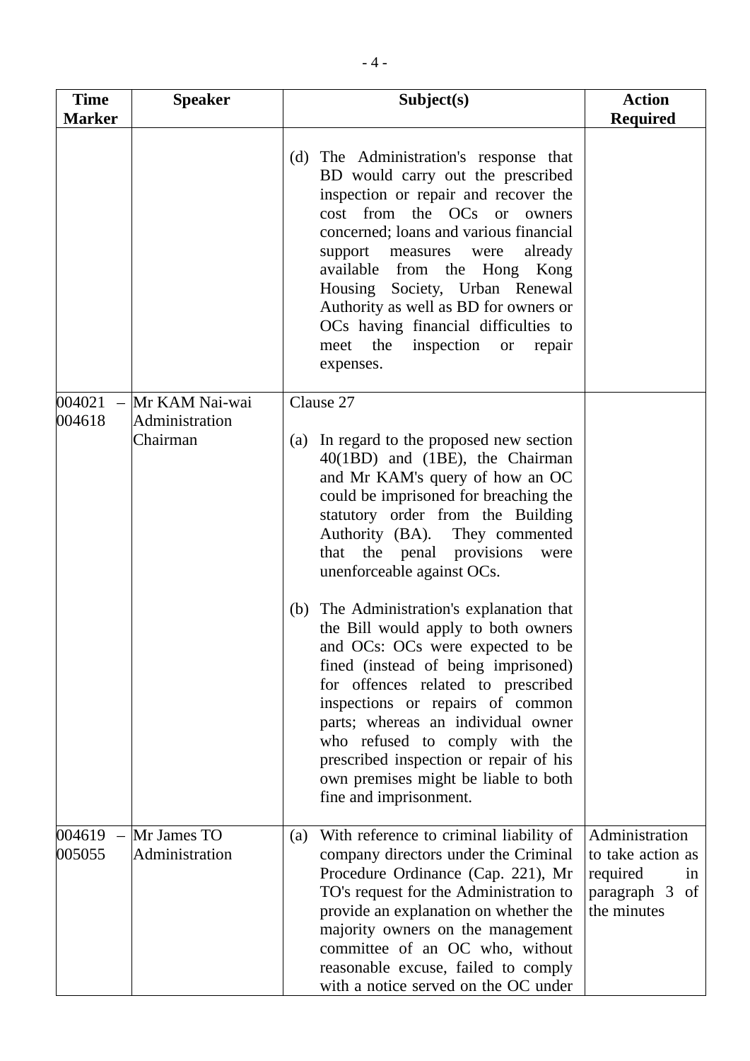| Time Marker | Speaker | Subject(s) | Action Required |
|---|---|---|---|
| | | (d) The Administration's response that BD would carry out the prescribed inspection or repair and recover the cost from the OCs or owners concerned; loans and various financial support measures were already available from the Hong Kong Housing Society, Urban Renewal Authority as well as BD for owners or OCs having financial difficulties to meet the inspection or repair expenses. | |
| 004021 – 004618 | Mr KAM Nai-wai<br>Administration<br>Chairman | Clause 27<br><br>(a) In regard to the proposed new section 40(1BD) and (1BE), the Chairman and Mr KAM's query of how an OC could be imprisoned for breaching the statutory order from the Building Authority (BA). They commented that the penal provisions were unenforceable against OCs.<br><br>(b) The Administration's explanation that the Bill would apply to both owners and OCs: OCs were expected to be fined (instead of being imprisoned) for offences related to prescribed inspections or repairs of common parts; whereas an individual owner who refused to comply with the prescribed inspection or repair of his own premises might be liable to both fine and imprisonment. | |
| 004619 – 005055 | Mr James TO<br>Administration | (a) With reference to criminal liability of company directors under the Criminal Procedure Ordinance (Cap. 221), Mr TO's request for the Administration to provide an explanation on whether the majority owners on the management committee of an OC who, without reasonable excuse, failed to comply with a notice served on the OC under | Administration to take action as required in paragraph 3 of the minutes |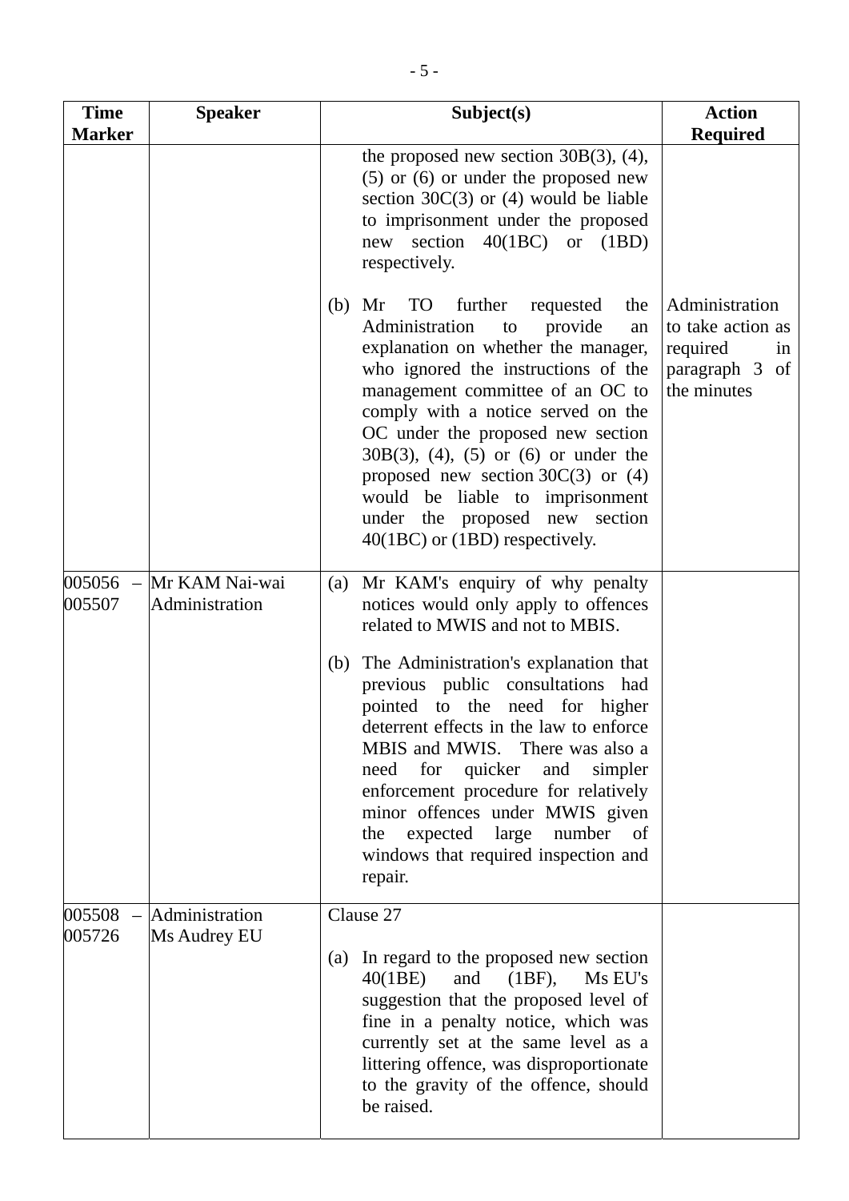| Time Marker | Speaker | Subject(s) | Action Required |
|---|---|---|---|
| | | the proposed new section 30B(3), (4), (5) or (6) or under the proposed new section 30C(3) or (4) would be liable to imprisonment under the proposed new section 40(1BC) or (1BD) respectively.<br><br>(b) Mr TO further requested the Administration to provide an explanation on whether the manager, who ignored the instructions of the management committee of an OC to comply with a notice served on the OC under the proposed new section 30B(3), (4), (5) or (6) or under the proposed new section 30C(3) or (4) would be liable to imprisonment under the proposed new section 40(1BC) or (1BD) respectively. | Administration to take action as required in paragraph 3 of the minutes |
| 005056 – 005507 | Mr KAM Nai-wai<br>Administration | (a) Mr KAM's enquiry of why penalty notices would only apply to offences related to MWIS and not to MBIS.<br><br>(b) The Administration's explanation that previous public consultations had pointed to the need for higher deterrent effects in the law to enforce MBIS and MWIS. There was also a need for quicker and simpler enforcement procedure for relatively minor offences under MWIS given the expected large number of windows that required inspection and repair. | |
| 005508 – 005726 | Administration<br>Ms Audrey EU | Clause 27<br><br>(a) In regard to the proposed new section 40(1BE) and (1BF), Ms EU's suggestion that the proposed level of fine in a penalty notice, which was currently set at the same level as a littering offence, was disproportionate to the gravity of the offence, should be raised. | |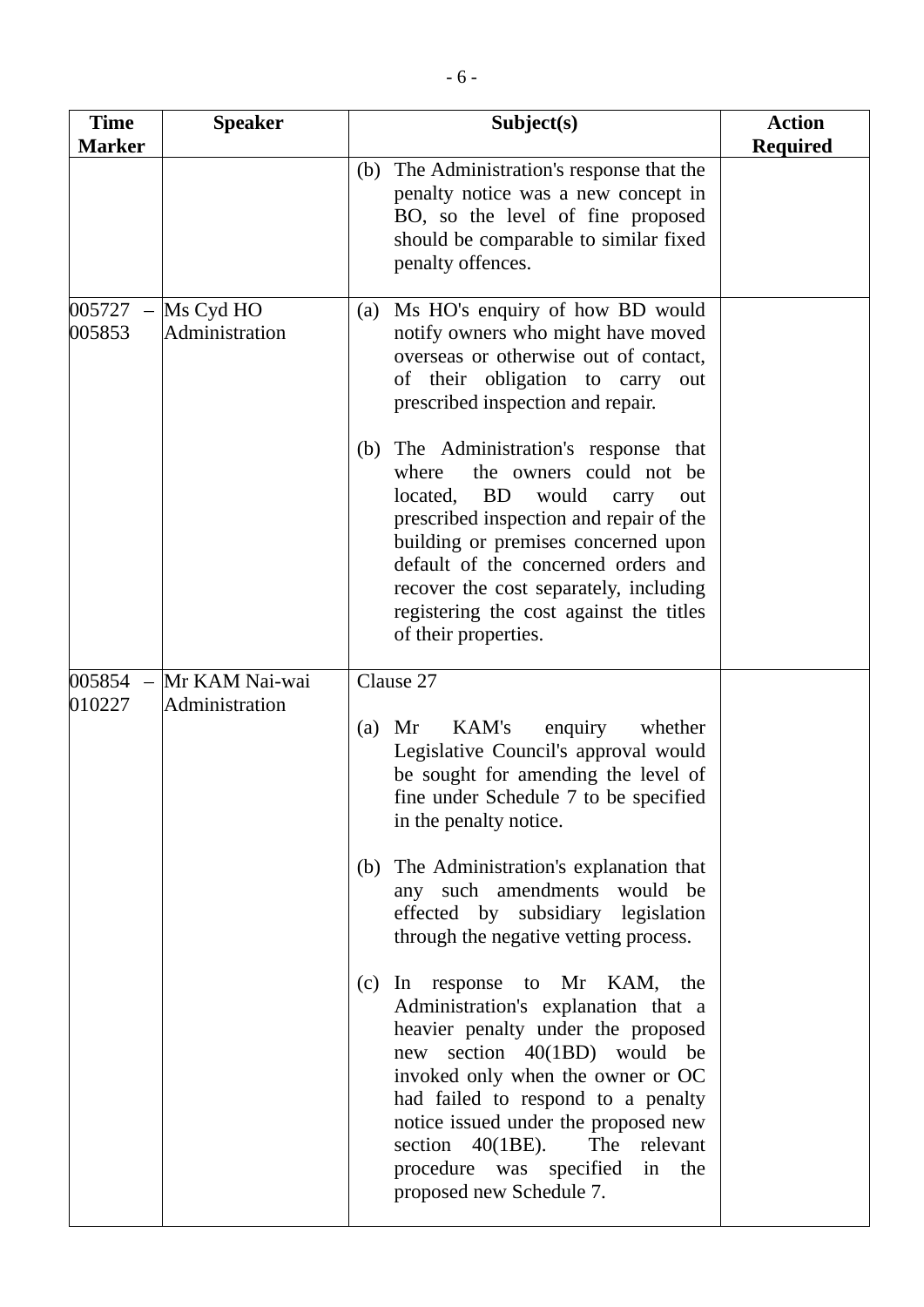| Time Marker | Speaker | Subject(s) | Action Required |
|---|---|---|---|
| | | (b) The Administration's response that the penalty notice was a new concept in BO, so the level of fine proposed should be comparable to similar fixed penalty offences. | |
| 005727 – 005853 | Ms Cyd HO<br>Administration | (a) Ms HO's enquiry of how BD would notify owners who might have moved overseas or otherwise out of contact, of their obligation to carry out prescribed inspection and repair.<br><br>(b) The Administration's response that where the owners could not be located, BD would carry out prescribed inspection and repair of the building or premises concerned upon default of the concerned orders and recover the cost separately, including registering the cost against the titles of their properties. | |
| 005854 – 010227 | Mr KAM Nai-wai<br>Administration | Clause 27<br><br>(a) Mr KAM's enquiry whether Legislative Council's approval would be sought for amending the level of fine under Schedule 7 to be specified in the penalty notice.<br><br>(b) The Administration's explanation that any such amendments would be effected by subsidiary legislation through the negative vetting process.<br><br>(c) In response to Mr KAM, the Administration's explanation that a heavier penalty under the proposed new section 40(1BD) would be invoked only when the owner or OC had failed to respond to a penalty notice issued under the proposed new section 40(1BE). The relevant procedure was specified in the proposed new Schedule 7. | |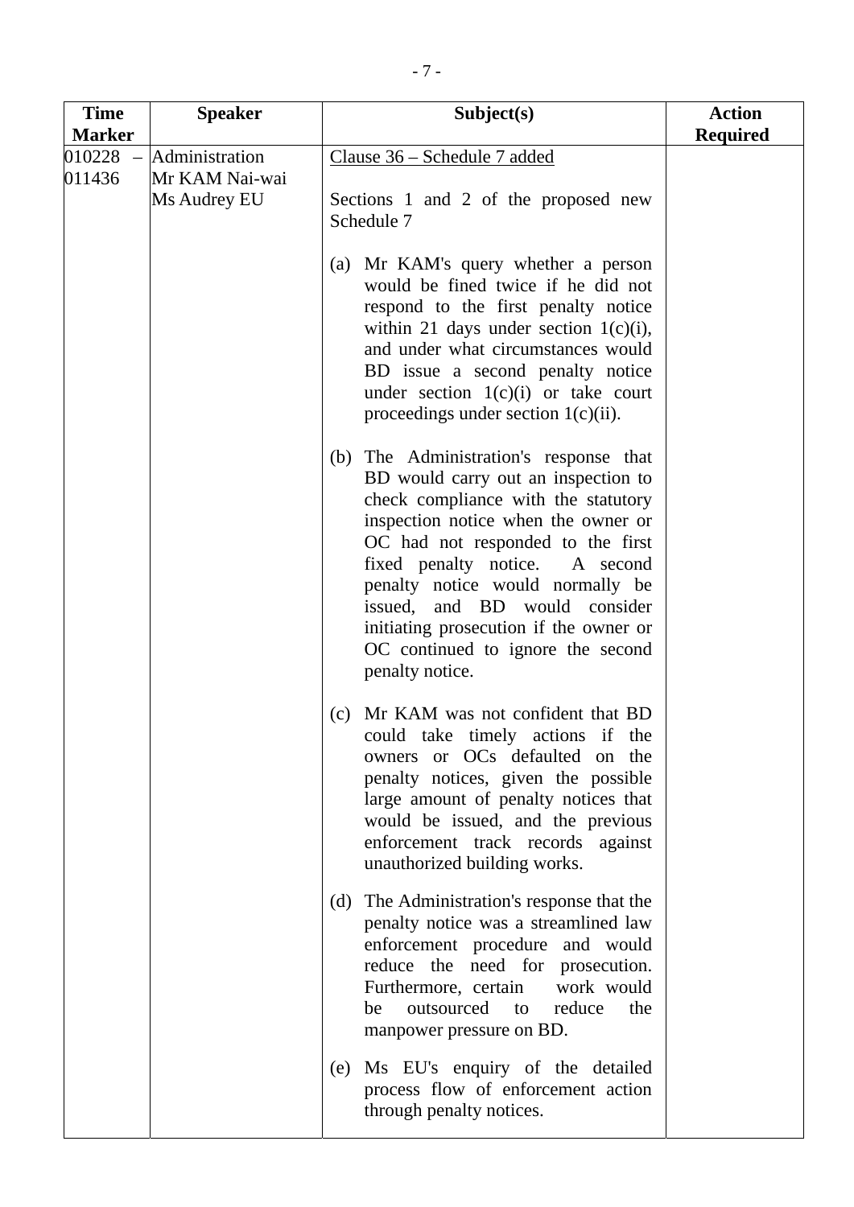| Time Marker | Speaker | Subject(s) | Action Required |
|---|---|---|---|
| 010228 – 011436 | Administration<br>Mr KAM Nai-wai<br>Ms Audrey EU | Clause 36 – Schedule 7 added<br><br>Sections 1 and 2 of the proposed new Schedule 7<br><br>(a) Mr KAM's query whether a person would be fined twice if he did not respond to the first penalty notice within 21 days under section 1(c)(i), and under what circumstances would BD issue a second penalty notice under section 1(c)(i) or take court proceedings under section 1(c)(ii).<br><br>(b) The Administration's response that BD would carry out an inspection to check compliance with the statutory inspection notice when the owner or OC had not responded to the first fixed penalty notice. A second penalty notice would normally be issued, and BD would consider initiating prosecution if the owner or OC continued to ignore the second penalty notice.<br><br>(c) Mr KAM was not confident that BD could take timely actions if the owners or OCs defaulted on the penalty notices, given the possible large amount of penalty notices that would be issued, and the previous enforcement track records against unauthorized building works.<br><br>(d) The Administration's response that the penalty notice was a streamlined law enforcement procedure and would reduce the need for prosecution. Furthermore, certain work would be outsourced to reduce the manpower pressure on BD.<br><br>(e) Ms EU's enquiry of the detailed process flow of enforcement action through penalty notices. | |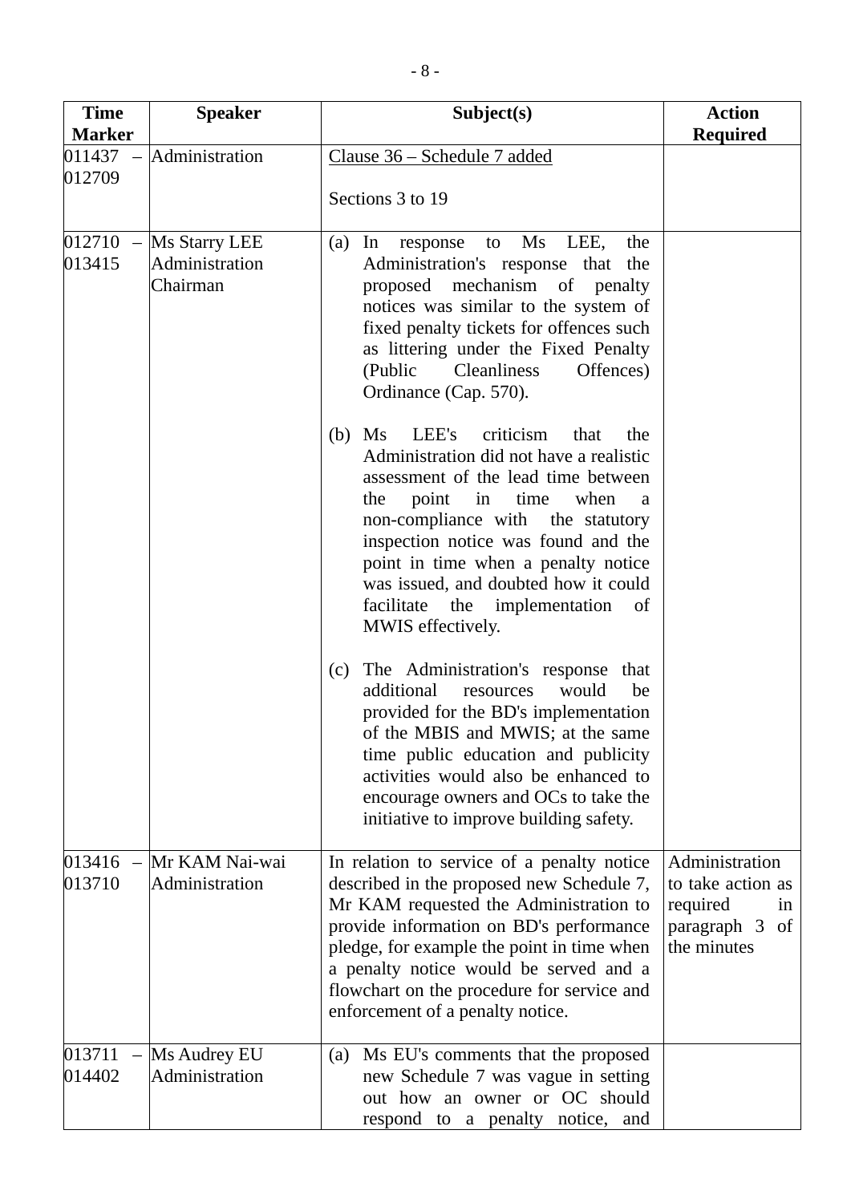| Time Marker | Speaker | Subject(s) | Action Required |
|---|---|---|---|
| 011437 – 012709 | Administration | Clause 36 – Schedule 7 added<br><br>Sections 3 to 19 | |
| 012710 – 013415 | Ms Starry LEE<br>Administration<br>Chairman | (a) In response to Ms LEE, the Administration's response that the proposed mechanism of penalty notices was similar to the system of fixed penalty tickets for offences such as littering under the Fixed Penalty (Public Cleanliness Offences) Ordinance (Cap. 570).<br><br>(b) Ms LEE's criticism that the Administration did not have a realistic assessment of the lead time between the point in time when a non-compliance with the statutory inspection notice was found and the point in time when a penalty notice was issued, and doubted how it could facilitate the implementation of MWIS effectively.<br><br>(c) The Administration's response that additional resources would be provided for the BD's implementation of the MBIS and MWIS; at the same time public education and publicity activities would also be enhanced to encourage owners and OCs to take the initiative to improve building safety. | |
| 013416 – 013710 | Mr KAM Nai-wai<br>Administration | In relation to service of a penalty notice described in the proposed new Schedule 7, Mr KAM requested the Administration to provide information on BD's performance pledge, for example the point in time when a penalty notice would be served and a flowchart on the procedure for service and enforcement of a penalty notice. | Administration to take action as required in paragraph 3 of the minutes |
| 013711 – 014402 | Ms Audrey EU<br>Administration | (a) Ms EU's comments that the proposed new Schedule 7 was vague in setting out how an owner or OC should respond to a penalty notice, and | |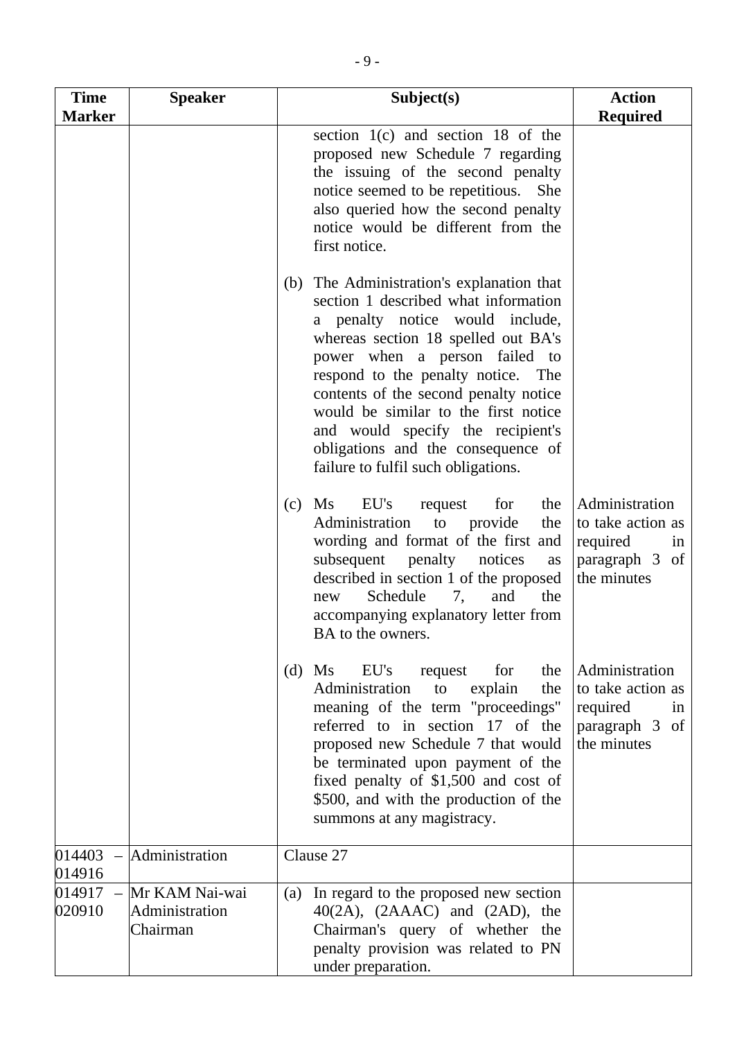| Time Marker | Speaker | Subject(s) | Action Required |
|---|---|---|---|
| | | section 1(c) and section 18 of the proposed new Schedule 7 regarding the issuing of the second penalty notice seemed to be repetitious. She also queried how the second penalty notice would be different from the first notice.<br><br>(b) The Administration's explanation that section 1 described what information a penalty notice would include, whereas section 18 spelled out BA's power when a person failed to respond to the penalty notice. The contents of the second penalty notice would be similar to the first notice and would specify the recipient's obligations and the consequence of failure to fulfil such obligations. | |
| | | (c) Ms EU's request for the Administration to provide the wording and format of the first and subsequent penalty notices as described in section 1 of the proposed new Schedule 7, and the accompanying explanatory letter from BA to the owners. | Administration to take action as required in paragraph 3 of the minutes |
| | | (d) Ms EU's request for the Administration to explain the meaning of the term "proceedings" referred to in section 17 of the proposed new Schedule 7 that would be terminated upon payment of the fixed penalty of $1,500 and cost of $500, and with the production of the summons at any magistracy. | Administration to take action as required in paragraph 3 of the minutes |
| 014403 – 014916 | Administration | Clause 27 | |
| 014917 – 020910 | Mr KAM Nai-wai<br>Administration<br>Chairman | (a) In regard to the proposed new section 40(2A), (2AAAC) and (2AD), the Chairman's query of whether the penalty provision was related to PN under preparation. | |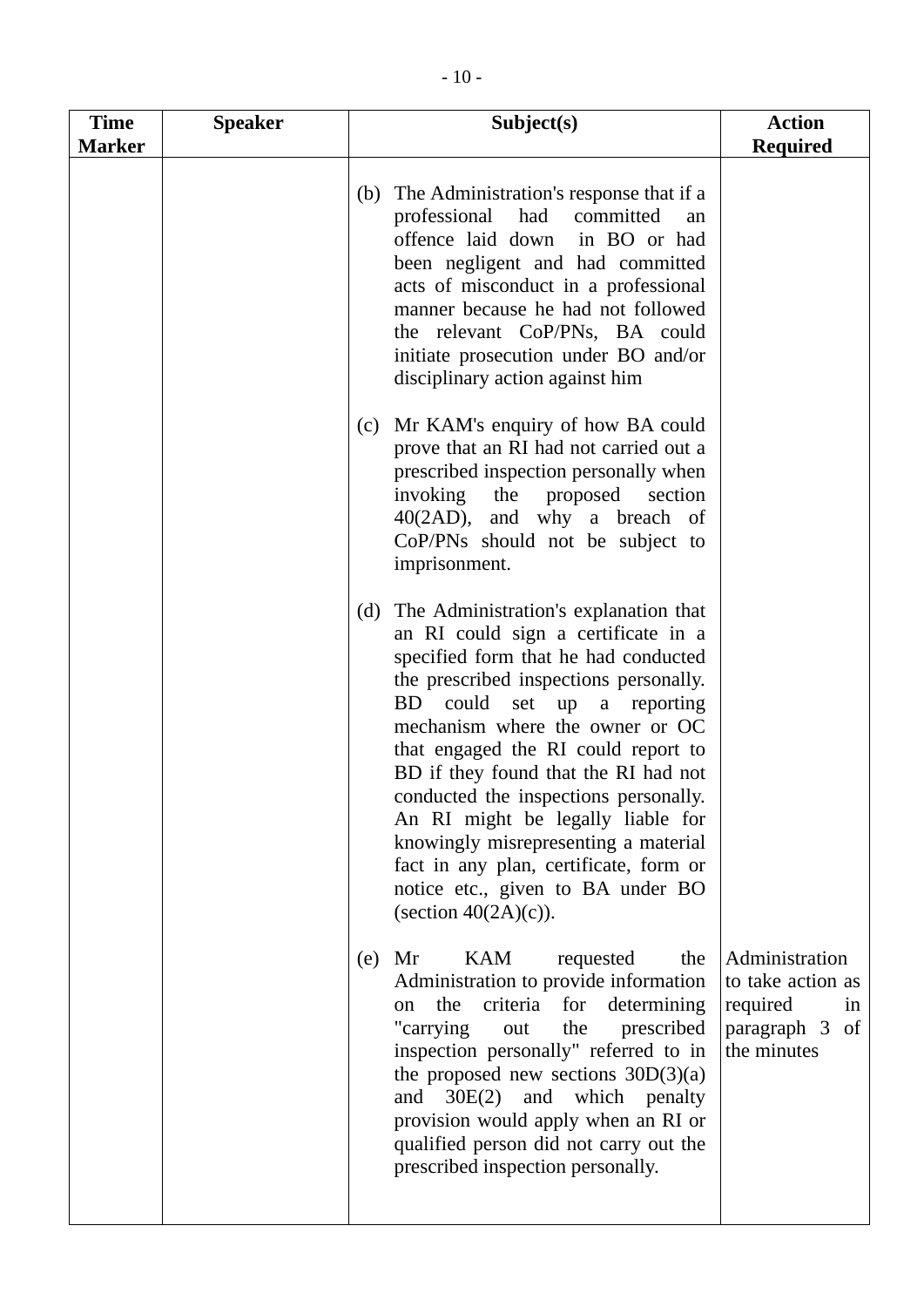| Time Marker | Speaker | Subject(s) | Action Required |
|---|---|---|---|
| | | (b) The Administration's response that if a professional had committed an offence laid down in BO or had been negligent and had committed acts of misconduct in a professional manner because he had not followed the relevant CoP/PNs, BA could initiate prosecution under BO and/or disciplinary action against him<br><br>(c) Mr KAM's enquiry of how BA could prove that an RI had not carried out a prescribed inspection personally when invoking the proposed section 40(2AD), and why a breach of CoP/PNs should not be subject to imprisonment.<br><br>(d) The Administration's explanation that an RI could sign a certificate in a specified form that he had conducted the prescribed inspections personally. BD could set up a reporting mechanism where the owner or OC that engaged the RI could report to BD if they found that the RI had not conducted the inspections personally. An RI might be legally liable for knowingly misrepresenting a material fact in any plan, certificate, form or notice etc., given to BA under BO (section 40(2A)(c)).<br><br>(e) Mr KAM requested the Administration to provide information on the criteria for determining "carrying out the prescribed inspection personally" referred to in the proposed new sections 30D(3)(a) and 30E(2) and which penalty provision would apply when an RI or qualified person did not carry out the prescribed inspection personally. | Administration to take action as required in paragraph 3 of the minutes |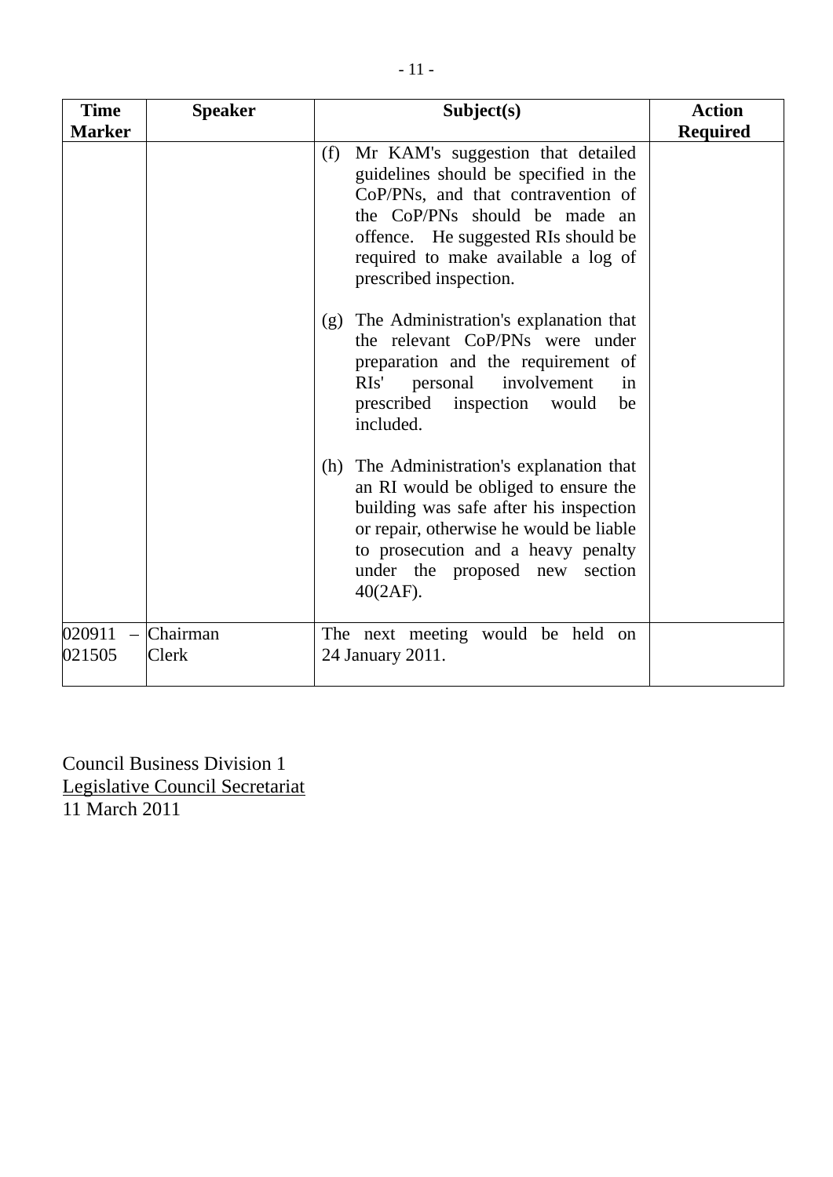| Time Marker | Speaker | Subject(s) | Action Required |
|---|---|---|---|
| | | (f) Mr KAM's suggestion that detailed guidelines should be specified in the CoP/PNs, and that contravention of the CoP/PNs should be made an offence. He suggested RIs should be required to make available a log of prescribed inspection.<br><br>(g) The Administration's explanation that the relevant CoP/PNs were under preparation and the requirement of RIs' personal involvement in prescribed inspection would be included.<br><br>(h) The Administration's explanation that an RI would be obliged to ensure the building was safe after his inspection or repair, otherwise he would be liable to prosecution and a heavy penalty under the proposed new section 40(2AF). | |
| 020911 – 021505 | Chairman<br>Clerk | The next meeting would be held on 24 January 2011. | |

Council Business Division 1
Legislative Council Secretariat
11 March 2011